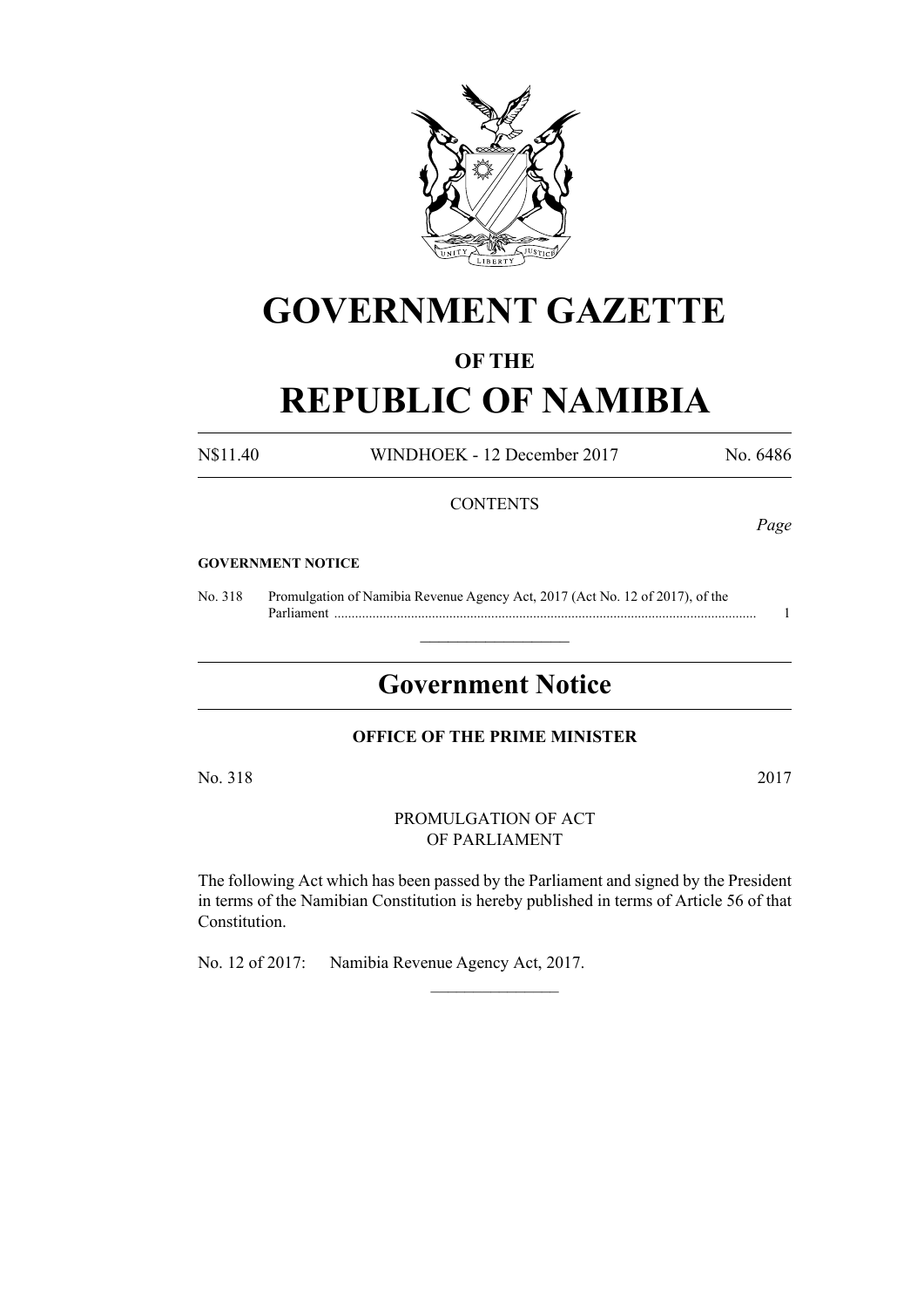# GOVERNMENT GAZETTE

## OF THE

# REPUBLIC OF NAMIBIA

N$11.40 WINDHOEK - 12 December 2017 No. 6486

CONTENTS

*Page*

**GOVERNMENT NOTICE**

No. 318 Promulgation of Namibia Revenue Agency Act, 2017 (Act No. 12 of 2017), of the Parliament ........................................................................................................................ 1

---

## Government Notice

**OFFICE OF THE PRIME MINISTER**

No. 318 2017

PROMULGATION OF ACT
OF PARLIAMENT

The following Act which has been passed by the Parliament and signed by the President in terms of the Namibian Constitution is hereby published in terms of Article 56 of that Constitution.

No. 12 of 2017: Namibia Revenue Agency Act, 2017.

---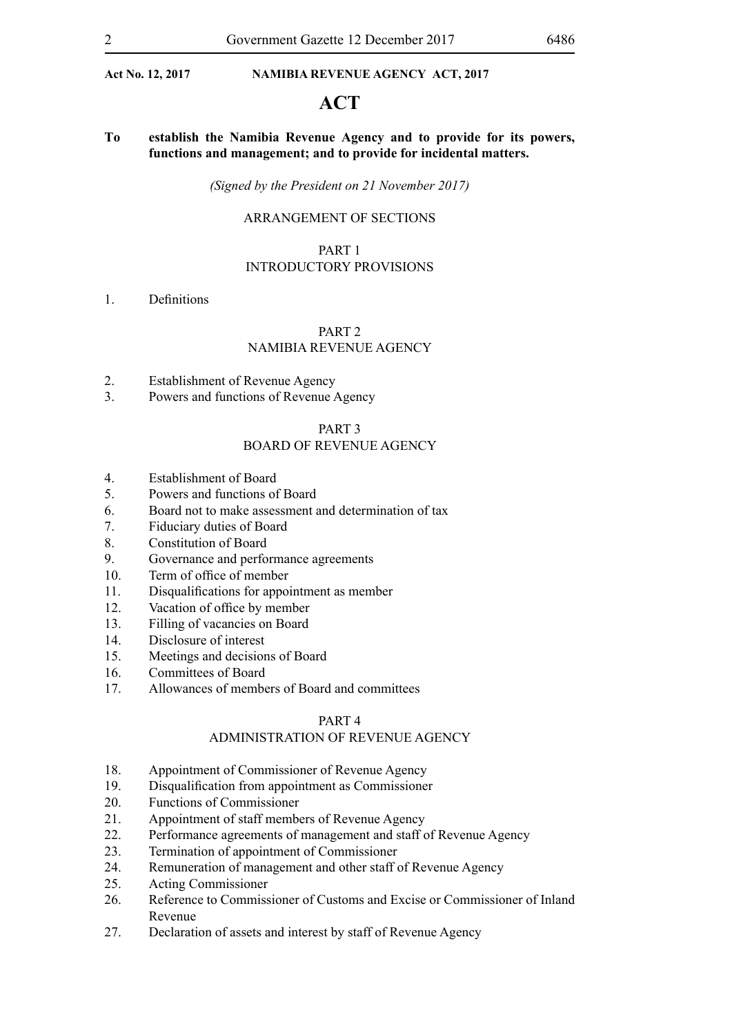**Act No. 12, 2017 NAMIBIA REVENUE AGENCY ACT, 2017**

# ACT

**To establish the Namibia Revenue Agency and to provide for its powers, functions and management; and to provide for incidental matters.**

*(Signed by the President on 21 November 2017)*

ARRANGEMENT OF SECTIONS

PART 1
INTRODUCTORY PROVISIONS

1. Definitions

PART 2
NAMIBIA REVENUE AGENCY

2. Establishment of Revenue Agency
3. Powers and functions of Revenue Agency

PART 3
BOARD OF REVENUE AGENCY

4. Establishment of Board
5. Powers and functions of Board
6. Board not to make assessment and determination of tax
7. Fiduciary duties of Board
8. Constitution of Board
9. Governance and performance agreements
10. Term of office of member
11. Disqualifications for appointment as member
12. Vacation of office by member
13. Filling of vacancies on Board
14. Disclosure of interest
15. Meetings and decisions of Board
16. Committees of Board
17. Allowances of members of Board and committees

PART 4
ADMINISTRATION OF REVENUE AGENCY

18. Appointment of Commissioner of Revenue Agency
19. Disqualification from appointment as Commissioner
20. Functions of Commissioner
21. Appointment of staff members of Revenue Agency
22. Performance agreements of management and staff of Revenue Agency
23. Termination of appointment of Commissioner
24. Remuneration of management and other staff of Revenue Agency
25. Acting Commissioner
26. Reference to Commissioner of Customs and Excise or Commissioner of Inland Revenue
27. Declaration of assets and interest by staff of Revenue Agency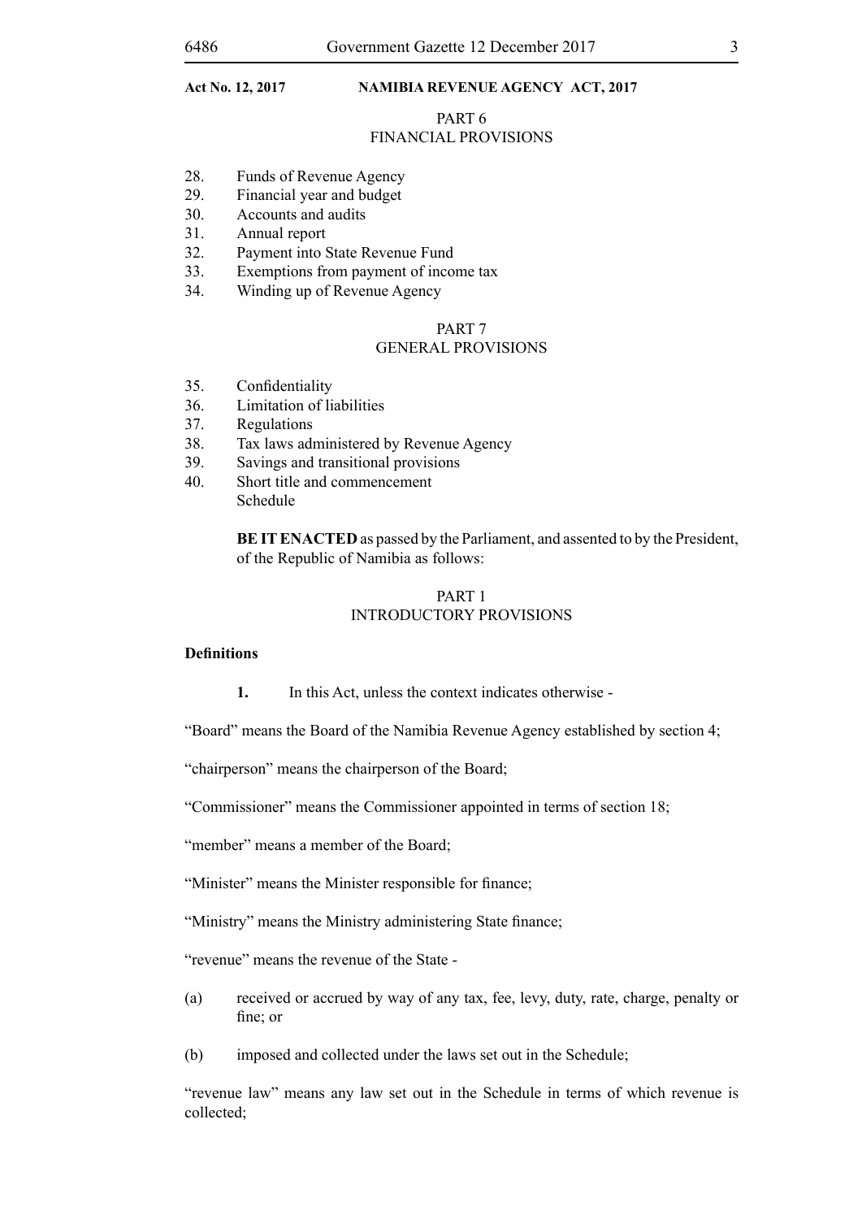PART 6
FINANCIAL PROVISIONS

28. Funds of Revenue Agency
29. Financial year and budget
30. Accounts and audits
31. Annual report
32. Payment into State Revenue Fund
33. Exemptions from payment of income tax
34. Winding up of Revenue Agency

PART 7
GENERAL PROVISIONS

35. Confidentiality
36. Limitation of liabilities
37. Regulations
38. Tax laws administered by Revenue Agency
39. Savings and transitional provisions
40. Short title and commencement
Schedule

**BE IT ENACTED** as passed by the Parliament, and assented to by the President, of the Republic of Namibia as follows:

## PART 1
## INTRODUCTORY PROVISIONS

**Definitions**

**1.** In this Act, unless the context indicates otherwise -

"Board" means the Board of the Namibia Revenue Agency established by section 4;

"chairperson" means the chairperson of the Board;

"Commissioner" means the Commissioner appointed in terms of section 18;

"member" means a member of the Board;

"Minister" means the Minister responsible for finance;

"Ministry" means the Ministry administering State finance;

"revenue" means the revenue of the State -

(a) received or accrued by way of any tax, fee, levy, duty, rate, charge, penalty or fine; or

(b) imposed and collected under the laws set out in the Schedule;

"revenue law" means any law set out in the Schedule in terms of which revenue is collected;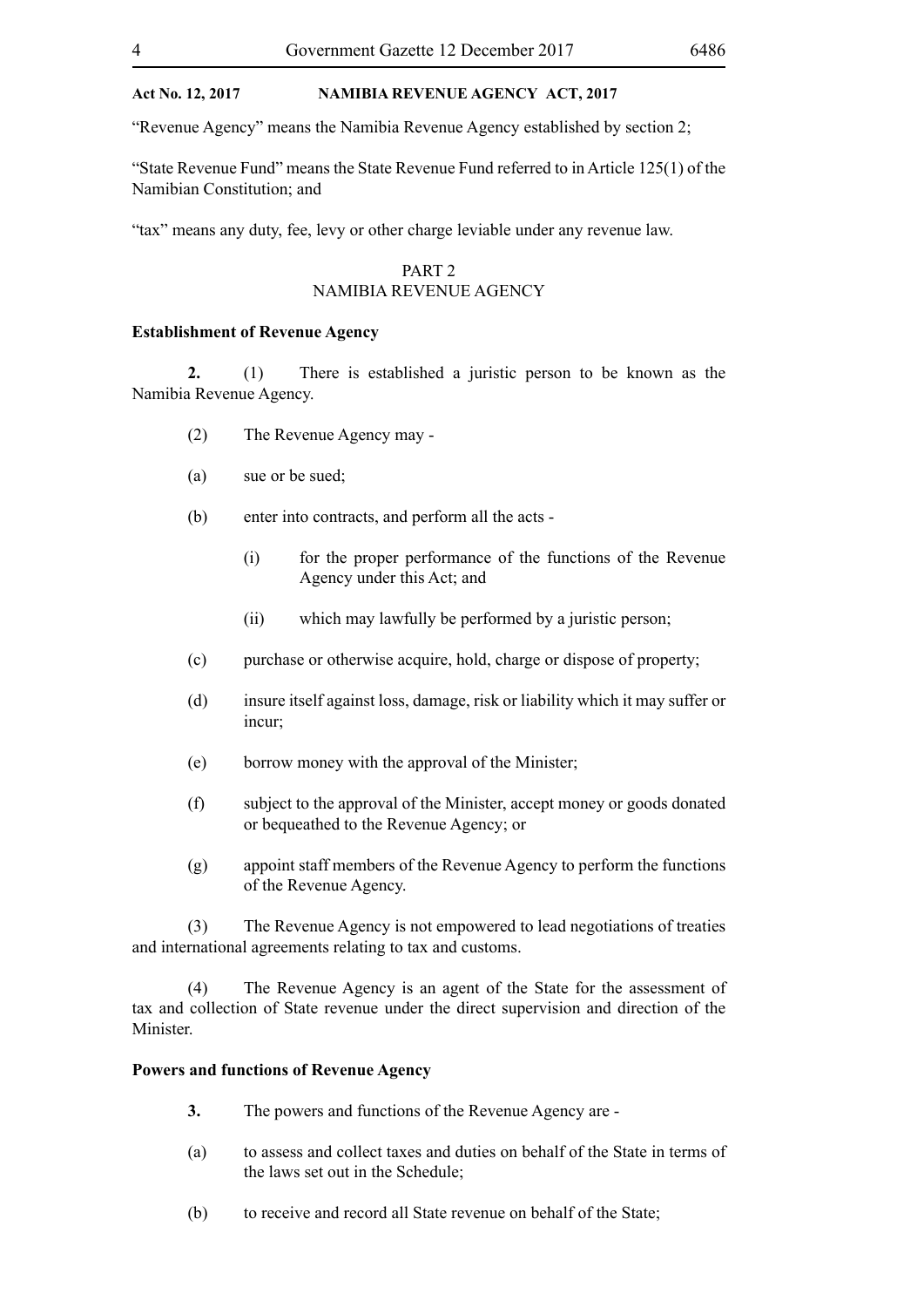"Revenue Agency" means the Namibia Revenue Agency established by section 2;

"State Revenue Fund" means the State Revenue Fund referred to in Article 125(1) of the Namibian Constitution; and

"tax" means any duty, fee, levy or other charge leviable under any revenue law.

## PART 2
## NAMIBIA REVENUE AGENCY

**Establishment of Revenue Agency**

**2.** (1) There is established a juristic person to be known as the Namibia Revenue Agency.

(2) The Revenue Agency may -

(a) sue or be sued;

(b) enter into contracts, and perform all the acts -

(i) for the proper performance of the functions of the Revenue Agency under this Act; and

(ii) which may lawfully be performed by a juristic person;

(c) purchase or otherwise acquire, hold, charge or dispose of property;

(d) insure itself against loss, damage, risk or liability which it may suffer or incur;

(e) borrow money with the approval of the Minister;

(f) subject to the approval of the Minister, accept money or goods donated or bequeathed to the Revenue Agency; or

(g) appoint staff members of the Revenue Agency to perform the functions of the Revenue Agency.

(3) The Revenue Agency is not empowered to lead negotiations of treaties and international agreements relating to tax and customs.

(4) The Revenue Agency is an agent of the State for the assessment of tax and collection of State revenue under the direct supervision and direction of the Minister.

**Powers and functions of Revenue Agency**

**3.** The powers and functions of the Revenue Agency are -

(a) to assess and collect taxes and duties on behalf of the State in terms of the laws set out in the Schedule;

(b) to receive and record all State revenue on behalf of the State;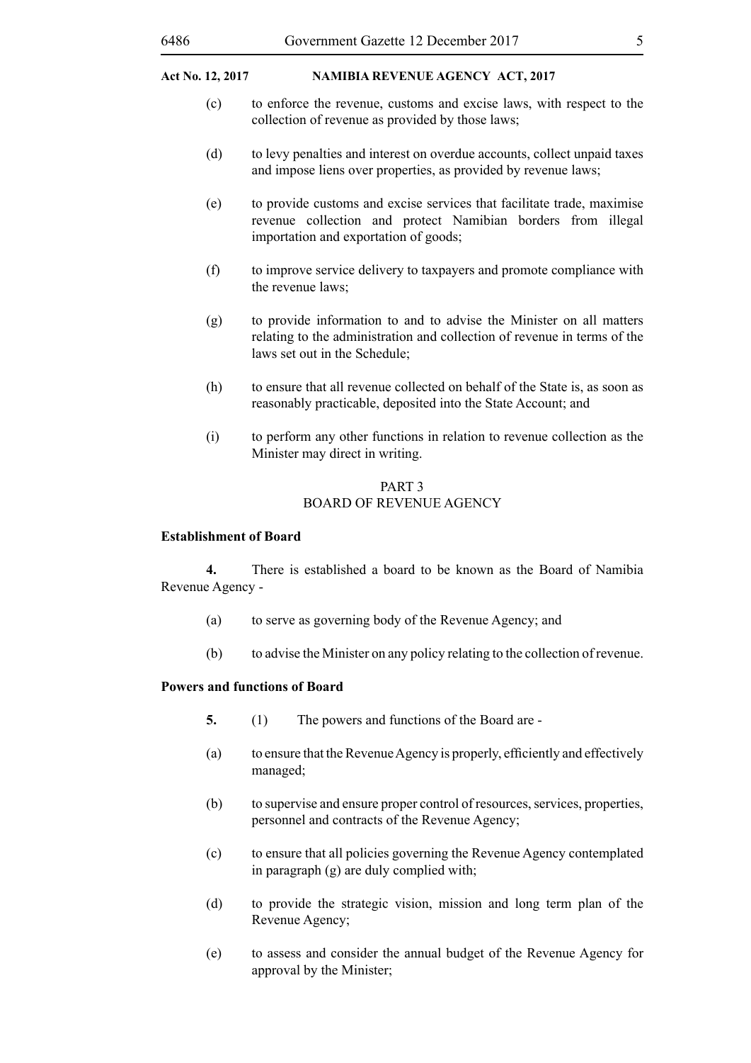(c) to enforce the revenue, customs and excise laws, with respect to the collection of revenue as provided by those laws;

(d) to levy penalties and interest on overdue accounts, collect unpaid taxes and impose liens over properties, as provided by revenue laws;

(e) to provide customs and excise services that facilitate trade, maximise revenue collection and protect Namibian borders from illegal importation and exportation of goods;

(f) to improve service delivery to taxpayers and promote compliance with the revenue laws;

(g) to provide information to and to advise the Minister on all matters relating to the administration and collection of revenue in terms of the laws set out in the Schedule;

(h) to ensure that all revenue collected on behalf of the State is, as soon as reasonably practicable, deposited into the State Account; and

(i) to perform any other functions in relation to revenue collection as the Minister may direct in writing.

## PART 3
## BOARD OF REVENUE AGENCY

**Establishment of Board**

**4.** There is established a board to be known as the Board of Namibia Revenue Agency -

(a) to serve as governing body of the Revenue Agency; and

(b) to advise the Minister on any policy relating to the collection of revenue.

**Powers and functions of Board**

**5.** (1) The powers and functions of the Board are -

(a) to ensure that the Revenue Agency is properly, efficiently and effectively managed;

(b) to supervise and ensure proper control of resources, services, properties, personnel and contracts of the Revenue Agency;

(c) to ensure that all policies governing the Revenue Agency contemplated in paragraph (g) are duly complied with;

(d) to provide the strategic vision, mission and long term plan of the Revenue Agency;

(e) to assess and consider the annual budget of the Revenue Agency for approval by the Minister;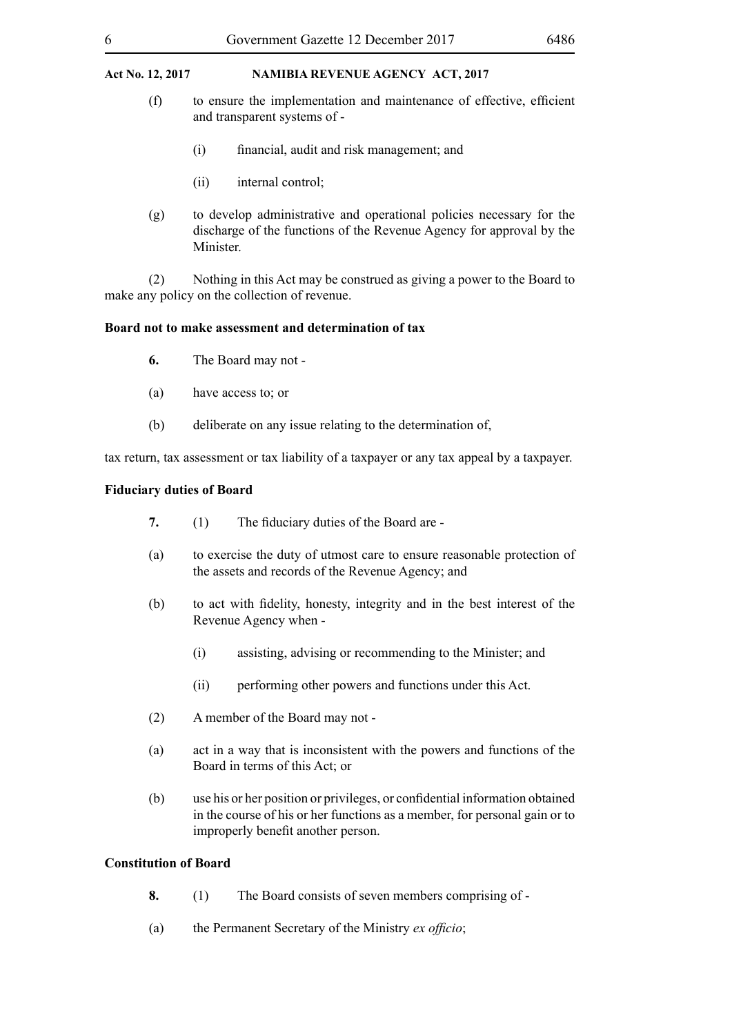(f) to ensure the implementation and maintenance of effective, efficient and transparent systems of -

   (i) financial, audit and risk management; and

   (ii) internal control;

(g) to develop administrative and operational policies necessary for the discharge of the functions of the Revenue Agency for approval by the Minister.

(2) Nothing in this Act may be construed as giving a power to the Board to make any policy on the collection of revenue.

**Board not to make assessment and determination of tax**

**6.** The Board may not -

(a) have access to; or

(b) deliberate on any issue relating to the determination of,

tax return, tax assessment or tax liability of a taxpayer or any tax appeal by a taxpayer.

**Fiduciary duties of Board**

**7.** (1) The fiduciary duties of the Board are -

(a) to exercise the duty of utmost care to ensure reasonable protection of the assets and records of the Revenue Agency; and

(b) to act with fidelity, honesty, integrity and in the best interest of the Revenue Agency when -

   (i) assisting, advising or recommending to the Minister; and

   (ii) performing other powers and functions under this Act.

(2) A member of the Board may not -

(a) act in a way that is inconsistent with the powers and functions of the Board in terms of this Act; or

(b) use his or her position or privileges, or confidential information obtained in the course of his or her functions as a member, for personal gain or to improperly benefit another person.

**Constitution of Board**

**8.** (1) The Board consists of seven members comprising of -

(a) the Permanent Secretary of the Ministry *ex officio*;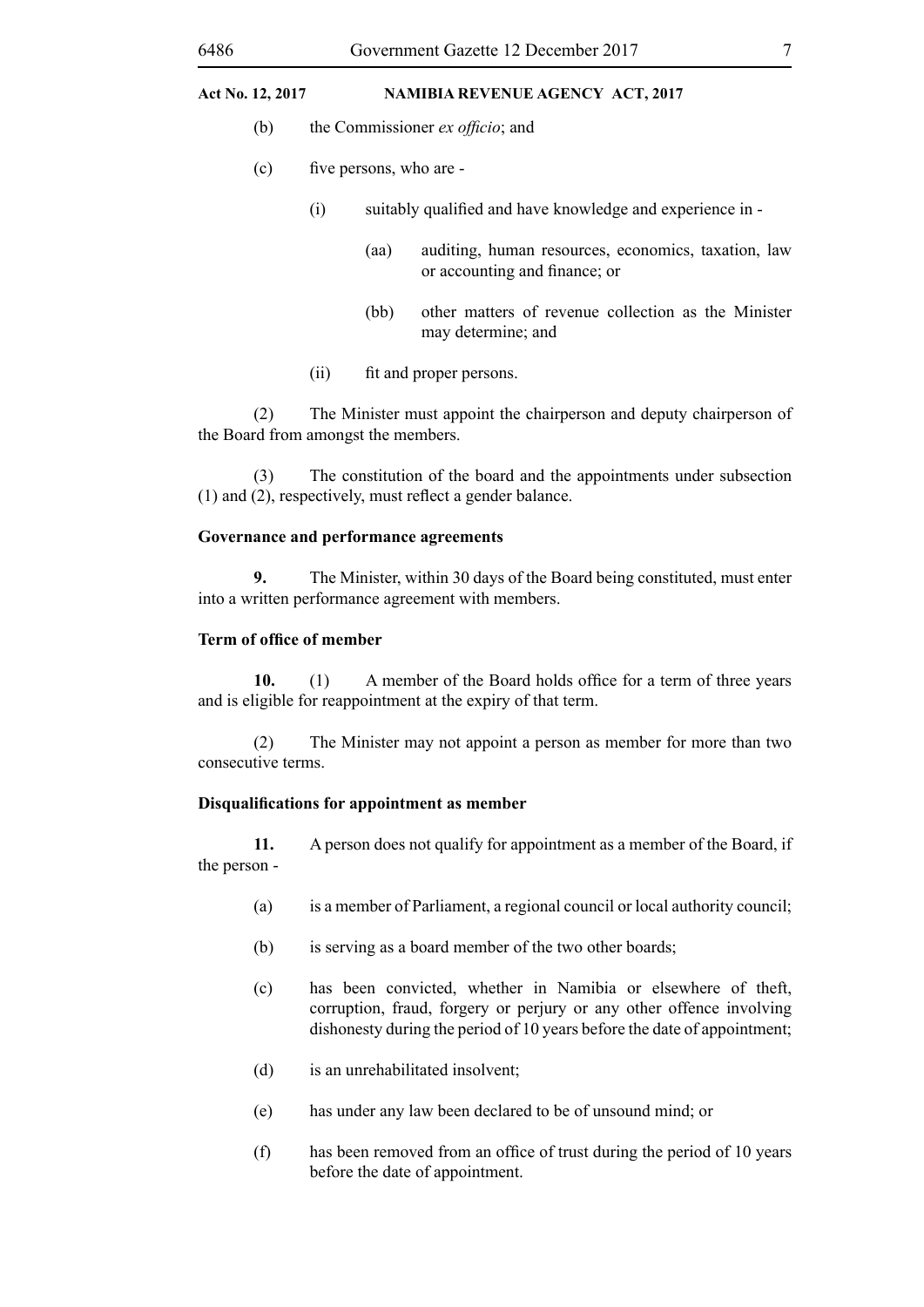(b) the Commissioner *ex officio*; and

(c) five persons, who are -

(i) suitably qualified and have knowledge and experience in -

(aa) auditing, human resources, economics, taxation, law or accounting and finance; or

(bb) other matters of revenue collection as the Minister may determine; and

(ii) fit and proper persons.

(2) The Minister must appoint the chairperson and deputy chairperson of the Board from amongst the members.

(3) The constitution of the board and the appointments under subsection (1) and (2), respectively, must reflect a gender balance.

**Governance and performance agreements**

**9.** The Minister, within 30 days of the Board being constituted, must enter into a written performance agreement with members.

**Term of office of member**

**10.** (1) A member of the Board holds office for a term of three years and is eligible for reappointment at the expiry of that term.

(2) The Minister may not appoint a person as member for more than two consecutive terms.

**Disqualifications for appointment as member**

**11.** A person does not qualify for appointment as a member of the Board, if the person -

(a) is a member of Parliament, a regional council or local authority council;

(b) is serving as a board member of the two other boards;

(c) has been convicted, whether in Namibia or elsewhere of theft, corruption, fraud, forgery or perjury or any other offence involving dishonesty during the period of 10 years before the date of appointment;

(d) is an unrehabilitated insolvent;

(e) has under any law been declared to be of unsound mind; or

(f) has been removed from an office of trust during the period of 10 years before the date of appointment.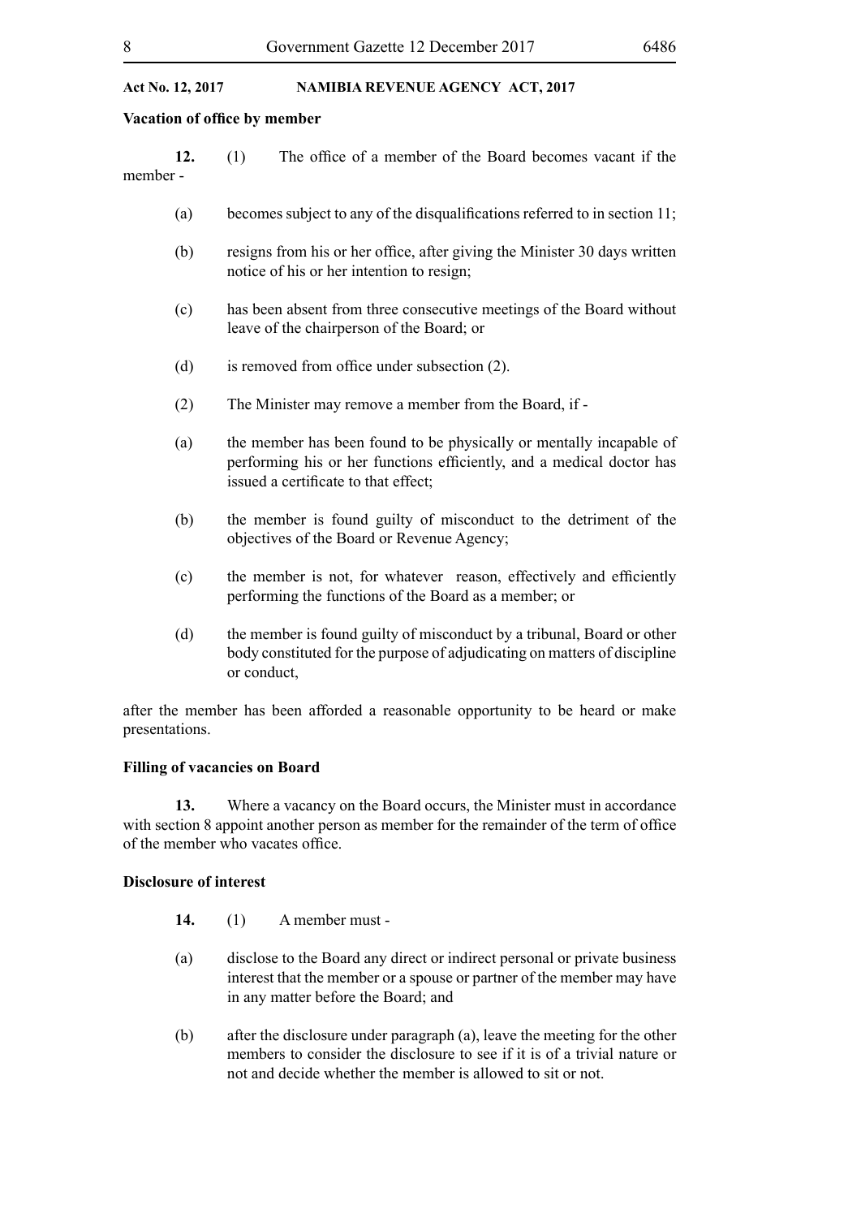**Vacation of office by member**

**12.** (1) The office of a member of the Board becomes vacant if the member -

(a) becomes subject to any of the disqualifications referred to in section 11;

(b) resigns from his or her office, after giving the Minister 30 days written notice of his or her intention to resign;

(c) has been absent from three consecutive meetings of the Board without leave of the chairperson of the Board; or

(d) is removed from office under subsection (2).

(2) The Minister may remove a member from the Board, if -

(a) the member has been found to be physically or mentally incapable of performing his or her functions efficiently, and a medical doctor has issued a certificate to that effect;

(b) the member is found guilty of misconduct to the detriment of the objectives of the Board or Revenue Agency;

(c) the member is not, for whatever reason, effectively and efficiently performing the functions of the Board as a member; or

(d) the member is found guilty of misconduct by a tribunal, Board or other body constituted for the purpose of adjudicating on matters of discipline or conduct,

after the member has been afforded a reasonable opportunity to be heard or make presentations.

**Filling of vacancies on Board**

**13.** Where a vacancy on the Board occurs, the Minister must in accordance with section 8 appoint another person as member for the remainder of the term of office of the member who vacates office.

**Disclosure of interest**

**14.** (1) A member must -

(a) disclose to the Board any direct or indirect personal or private business interest that the member or a spouse or partner of the member may have in any matter before the Board; and

(b) after the disclosure under paragraph (a), leave the meeting for the other members to consider the disclosure to see if it is of a trivial nature or not and decide whether the member is allowed to sit or not.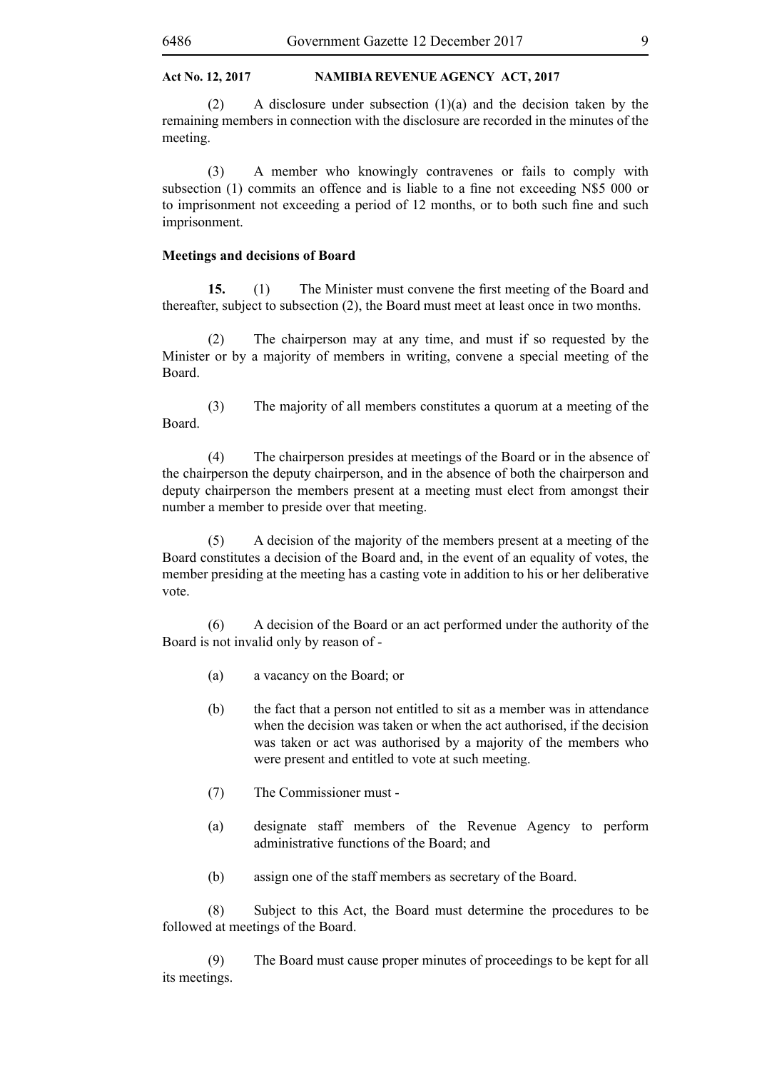(2) A disclosure under subsection (1)(a) and the decision taken by the remaining members in connection with the disclosure are recorded in the minutes of the meeting.

(3) A member who knowingly contravenes or fails to comply with subsection (1) commits an offence and is liable to a fine not exceeding N$5 000 or to imprisonment not exceeding a period of 12 months, or to both such fine and such imprisonment.

**Meetings and decisions of Board**

**15.** (1) The Minister must convene the first meeting of the Board and thereafter, subject to subsection (2), the Board must meet at least once in two months.

(2) The chairperson may at any time, and must if so requested by the Minister or by a majority of members in writing, convene a special meeting of the Board.

(3) The majority of all members constitutes a quorum at a meeting of the Board.

(4) The chairperson presides at meetings of the Board or in the absence of the chairperson the deputy chairperson, and in the absence of both the chairperson and deputy chairperson the members present at a meeting must elect from amongst their number a member to preside over that meeting.

(5) A decision of the majority of the members present at a meeting of the Board constitutes a decision of the Board and, in the event of an equality of votes, the member presiding at the meeting has a casting vote in addition to his or her deliberative vote.

(6) A decision of the Board or an act performed under the authority of the Board is not invalid only by reason of -

(a) a vacancy on the Board; or

(b) the fact that a person not entitled to sit as a member was in attendance when the decision was taken or when the act authorised, if the decision was taken or act was authorised by a majority of the members who were present and entitled to vote at such meeting.

(7) The Commissioner must -

(a) designate staff members of the Revenue Agency to perform administrative functions of the Board; and

(b) assign one of the staff members as secretary of the Board.

(8) Subject to this Act, the Board must determine the procedures to be followed at meetings of the Board.

(9) The Board must cause proper minutes of proceedings to be kept for all its meetings.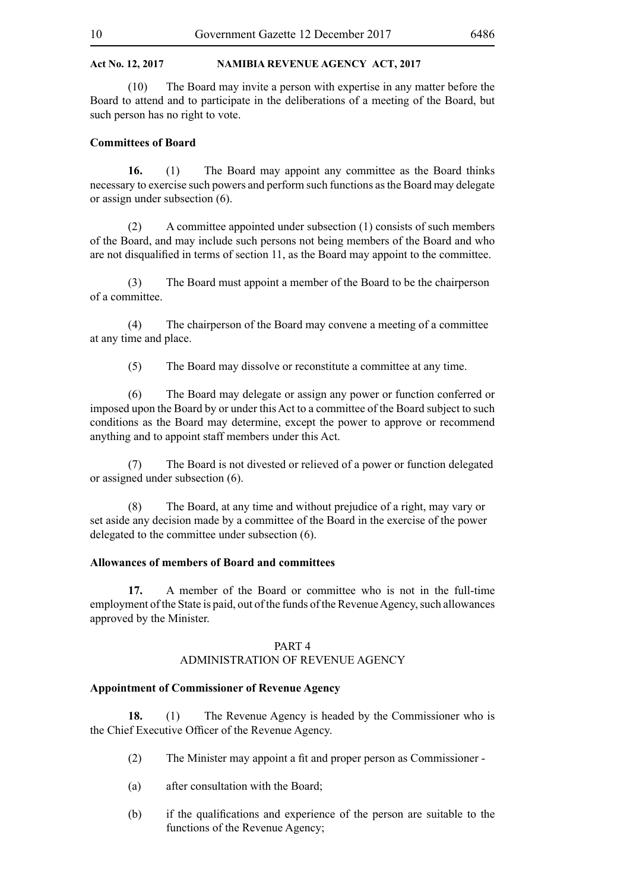(10) The Board may invite a person with expertise in any matter before the Board to attend and to participate in the deliberations of a meeting of the Board, but such person has no right to vote.

**Committees of Board**

**16.** (1) The Board may appoint any committee as the Board thinks necessary to exercise such powers and perform such functions as the Board may delegate or assign under subsection (6).

(2) A committee appointed under subsection (1) consists of such members of the Board, and may include such persons not being members of the Board and who are not disqualified in terms of section 11, as the Board may appoint to the committee.

(3) The Board must appoint a member of the Board to be the chairperson of a committee.

(4) The chairperson of the Board may convene a meeting of a committee at any time and place.

(5) The Board may dissolve or reconstitute a committee at any time.

(6) The Board may delegate or assign any power or function conferred or imposed upon the Board by or under this Act to a committee of the Board subject to such conditions as the Board may determine, except the power to approve or recommend anything and to appoint staff members under this Act.

(7) The Board is not divested or relieved of a power or function delegated or assigned under subsection (6).

(8) The Board, at any time and without prejudice of a right, may vary or set aside any decision made by a committee of the Board in the exercise of the power delegated to the committee under subsection (6).

**Allowances of members of Board and committees**

**17.** A member of the Board or committee who is not in the full-time employment of the State is paid, out of the funds of the Revenue Agency, such allowances approved by the Minister.

## PART 4
## ADMINISTRATION OF REVENUE AGENCY

**Appointment of Commissioner of Revenue Agency**

**18.** (1) The Revenue Agency is headed by the Commissioner who is the Chief Executive Officer of the Revenue Agency.

(2) The Minister may appoint a fit and proper person as Commissioner -

(a) after consultation with the Board;

(b) if the qualifications and experience of the person are suitable to the functions of the Revenue Agency;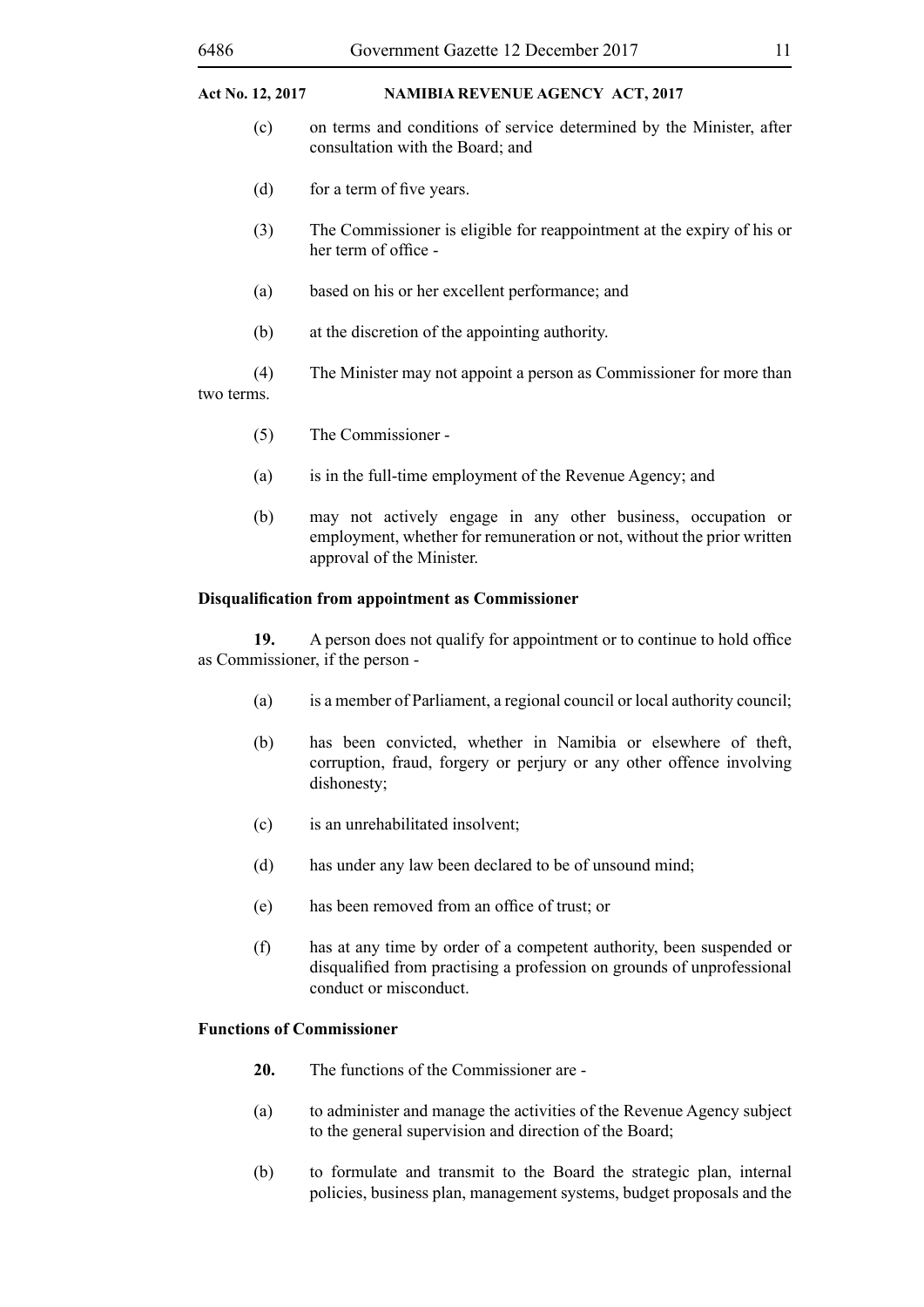(c) on terms and conditions of service determined by the Minister, after consultation with the Board; and

(d) for a term of five years.

(3) The Commissioner is eligible for reappointment at the expiry of his or her term of office -

(a) based on his or her excellent performance; and

(b) at the discretion of the appointing authority.

(4) The Minister may not appoint a person as Commissioner for more than two terms.

(5) The Commissioner -

(a) is in the full-time employment of the Revenue Agency; and

(b) may not actively engage in any other business, occupation or employment, whether for remuneration or not, without the prior written approval of the Minister.

**Disqualification from appointment as Commissioner**

**19.** A person does not qualify for appointment or to continue to hold office as Commissioner, if the person -

(a) is a member of Parliament, a regional council or local authority council;

(b) has been convicted, whether in Namibia or elsewhere of theft, corruption, fraud, forgery or perjury or any other offence involving dishonesty;

(c) is an unrehabilitated insolvent;

(d) has under any law been declared to be of unsound mind;

(e) has been removed from an office of trust; or

(f) has at any time by order of a competent authority, been suspended or disqualified from practising a profession on grounds of unprofessional conduct or misconduct.

**Functions of Commissioner**

**20.** The functions of the Commissioner are -

(a) to administer and manage the activities of the Revenue Agency subject to the general supervision and direction of the Board;

(b) to formulate and transmit to the Board the strategic plan, internal policies, business plan, management systems, budget proposals and the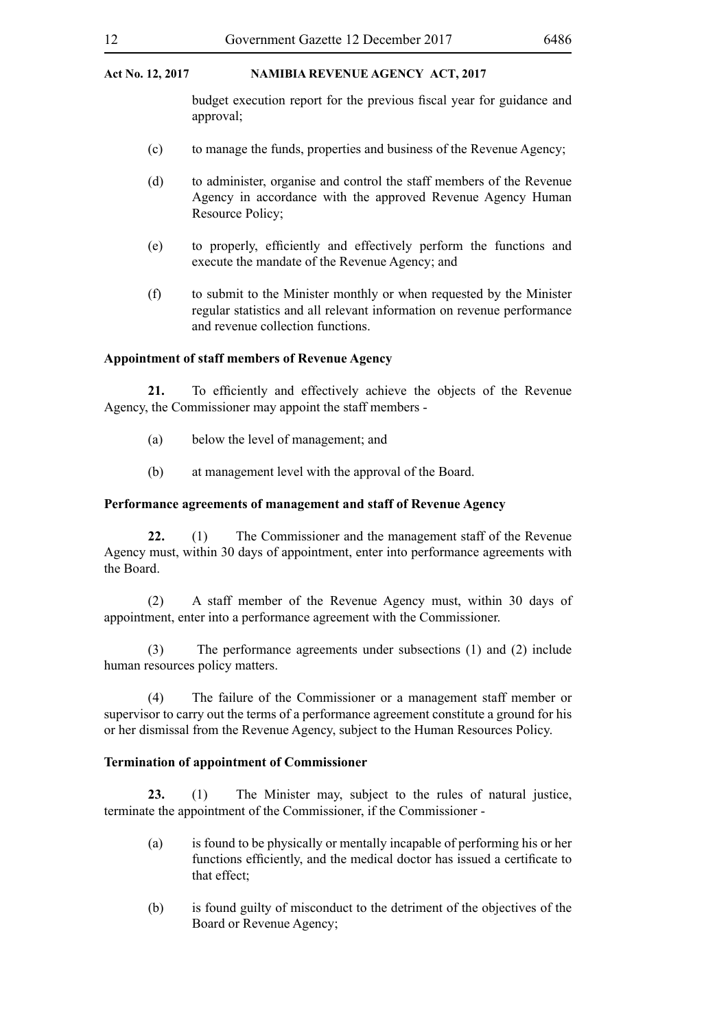budget execution report for the previous fiscal year for guidance and approval;

(c) to manage the funds, properties and business of the Revenue Agency;

(d) to administer, organise and control the staff members of the Revenue Agency in accordance with the approved Revenue Agency Human Resource Policy;

(e) to properly, efficiently and effectively perform the functions and execute the mandate of the Revenue Agency; and

(f) to submit to the Minister monthly or when requested by the Minister regular statistics and all relevant information on revenue performance and revenue collection functions.

**Appointment of staff members of Revenue Agency**

**21.** To efficiently and effectively achieve the objects of the Revenue Agency, the Commissioner may appoint the staff members -

(a) below the level of management; and

(b) at management level with the approval of the Board.

**Performance agreements of management and staff of Revenue Agency**

**22.** (1) The Commissioner and the management staff of the Revenue Agency must, within 30 days of appointment, enter into performance agreements with the Board.

(2) A staff member of the Revenue Agency must, within 30 days of appointment, enter into a performance agreement with the Commissioner.

(3) The performance agreements under subsections (1) and (2) include human resources policy matters.

(4) The failure of the Commissioner or a management staff member or supervisor to carry out the terms of a performance agreement constitute a ground for his or her dismissal from the Revenue Agency, subject to the Human Resources Policy.

**Termination of appointment of Commissioner**

**23.** (1) The Minister may, subject to the rules of natural justice, terminate the appointment of the Commissioner, if the Commissioner -

(a) is found to be physically or mentally incapable of performing his or her functions efficiently, and the medical doctor has issued a certificate to that effect;

(b) is found guilty of misconduct to the detriment of the objectives of the Board or Revenue Agency;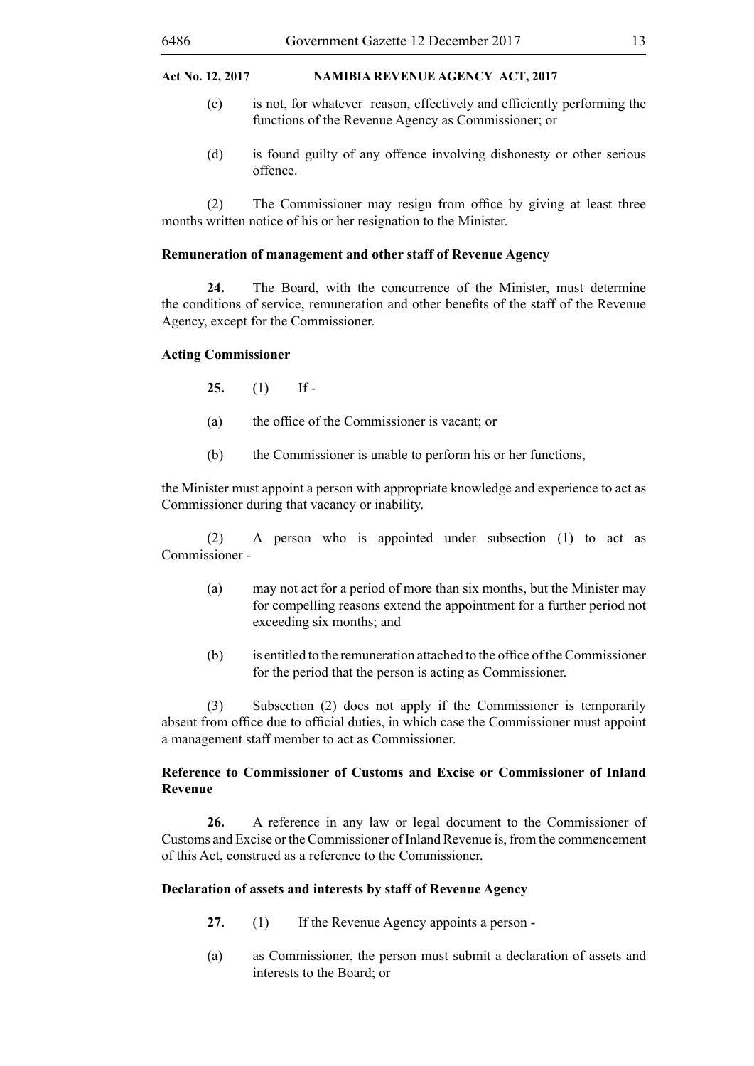(c) is not, for whatever reason, effectively and efficiently performing the functions of the Revenue Agency as Commissioner; or

(d) is found guilty of any offence involving dishonesty or other serious offence.

(2) The Commissioner may resign from office by giving at least three months written notice of his or her resignation to the Minister.

**Remuneration of management and other staff of Revenue Agency**

**24.** The Board, with the concurrence of the Minister, must determine the conditions of service, remuneration and other benefits of the staff of the Revenue Agency, except for the Commissioner.

**Acting Commissioner**

**25.** (1) If -

(a) the office of the Commissioner is vacant; or

(b) the Commissioner is unable to perform his or her functions,

the Minister must appoint a person with appropriate knowledge and experience to act as Commissioner during that vacancy or inability.

(2) A person who is appointed under subsection (1) to act as Commissioner -

(a) may not act for a period of more than six months, but the Minister may for compelling reasons extend the appointment for a further period not exceeding six months; and

(b) is entitled to the remuneration attached to the office of the Commissioner for the period that the person is acting as Commissioner.

(3) Subsection (2) does not apply if the Commissioner is temporarily absent from office due to official duties, in which case the Commissioner must appoint a management staff member to act as Commissioner.

**Reference to Commissioner of Customs and Excise or Commissioner of Inland Revenue**

**26.** A reference in any law or legal document to the Commissioner of Customs and Excise or the Commissioner of Inland Revenue is, from the commencement of this Act, construed as a reference to the Commissioner.

**Declaration of assets and interests by staff of Revenue Agency**

**27.** (1) If the Revenue Agency appoints a person -

(a) as Commissioner, the person must submit a declaration of assets and interests to the Board; or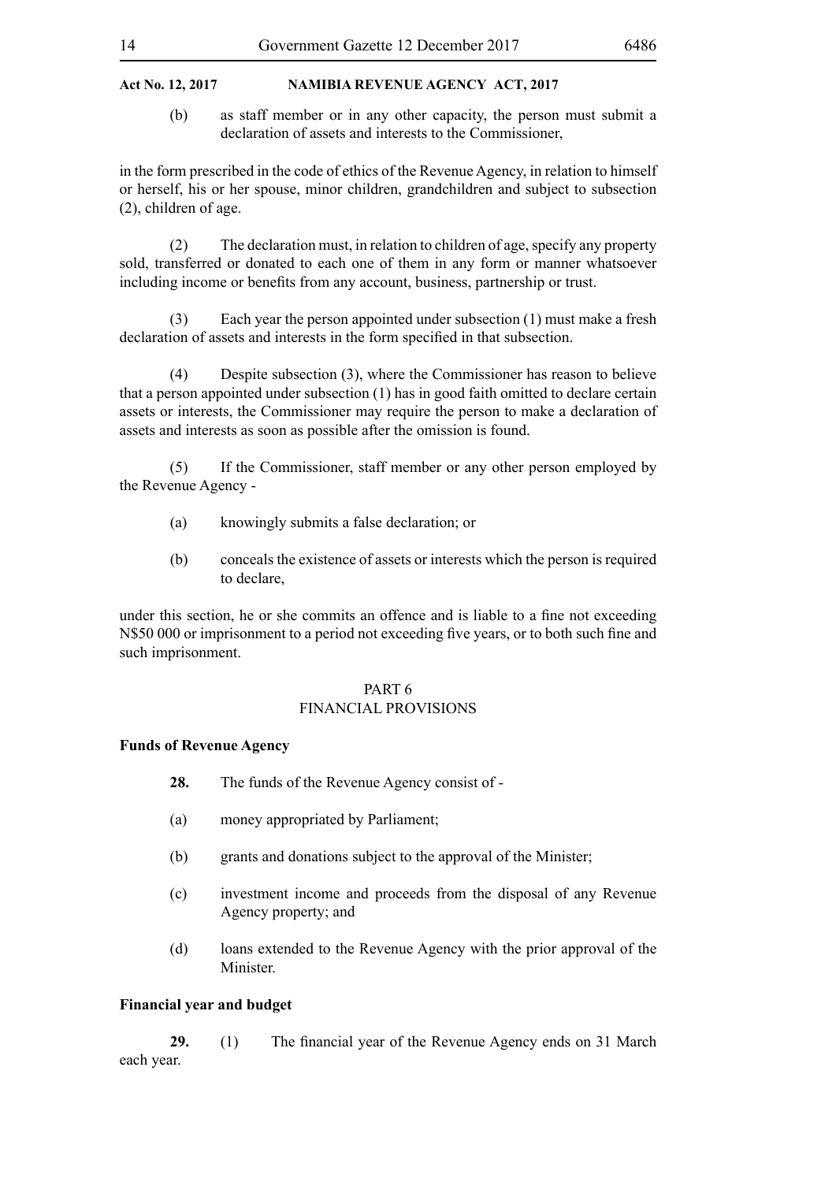(b) as staff member or in any other capacity, the person must submit a declaration of assets and interests to the Commissioner,

in the form prescribed in the code of ethics of the Revenue Agency, in relation to himself or herself, his or her spouse, minor children, grandchildren and subject to subsection (2), children of age.

(2) The declaration must, in relation to children of age, specify any property sold, transferred or donated to each one of them in any form or manner whatsoever including income or benefits from any account, business, partnership or trust.

(3) Each year the person appointed under subsection (1) must make a fresh declaration of assets and interests in the form specified in that subsection.

(4) Despite subsection (3), where the Commissioner has reason to believe that a person appointed under subsection (1) has in good faith omitted to declare certain assets or interests, the Commissioner may require the person to make a declaration of assets and interests as soon as possible after the omission is found.

(5) If the Commissioner, staff member or any other person employed by the Revenue Agency -

(a) knowingly submits a false declaration; or

(b) conceals the existence of assets or interests which the person is required to declare,

under this section, he or she commits an offence and is liable to a fine not exceeding N$50 000 or imprisonment to a period not exceeding five years, or to both such fine and such imprisonment.

## PART 6
## FINANCIAL PROVISIONS

**Funds of Revenue Agency**

**28.** The funds of the Revenue Agency consist of -

(a) money appropriated by Parliament;

(b) grants and donations subject to the approval of the Minister;

(c) investment income and proceeds from the disposal of any Revenue Agency property; and

(d) loans extended to the Revenue Agency with the prior approval of the Minister.

**Financial year and budget**

**29.** (1) The financial year of the Revenue Agency ends on 31 March each year.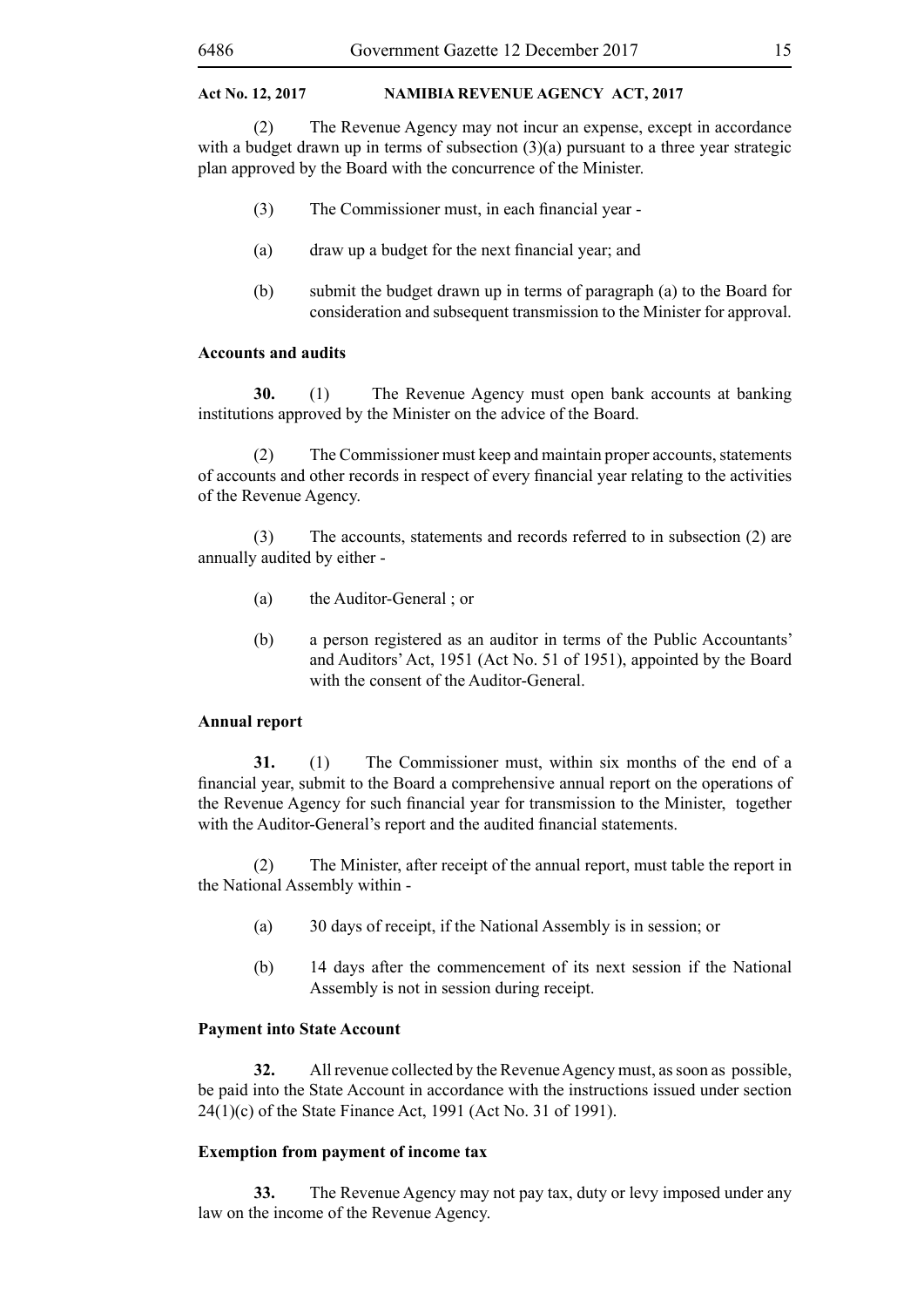(2) The Revenue Agency may not incur an expense, except in accordance with a budget drawn up in terms of subsection (3)(a) pursuant to a three year strategic plan approved by the Board with the concurrence of the Minister.

(3) The Commissioner must, in each financial year -

(a) draw up a budget for the next financial year; and

(b) submit the budget drawn up in terms of paragraph (a) to the Board for consideration and subsequent transmission to the Minister for approval.

**Accounts and audits**

**30.** (1) The Revenue Agency must open bank accounts at banking institutions approved by the Minister on the advice of the Board.

(2) The Commissioner must keep and maintain proper accounts, statements of accounts and other records in respect of every financial year relating to the activities of the Revenue Agency.

(3) The accounts, statements and records referred to in subsection (2) are annually audited by either -

(a) the Auditor-General ; or

(b) a person registered as an auditor in terms of the Public Accountants' and Auditors' Act, 1951 (Act No. 51 of 1951), appointed by the Board with the consent of the Auditor-General.

**Annual report**

**31.** (1) The Commissioner must, within six months of the end of a financial year, submit to the Board a comprehensive annual report on the operations of the Revenue Agency for such financial year for transmission to the Minister, together with the Auditor-General's report and the audited financial statements.

(2) The Minister, after receipt of the annual report, must table the report in the National Assembly within -

(a) 30 days of receipt, if the National Assembly is in session; or

(b) 14 days after the commencement of its next session if the National Assembly is not in session during receipt.

**Payment into State Account**

**32.** All revenue collected by the Revenue Agency must, as soon as possible, be paid into the State Account in accordance with the instructions issued under section 24(1)(c) of the State Finance Act, 1991 (Act No. 31 of 1991).

**Exemption from payment of income tax**

**33.** The Revenue Agency may not pay tax, duty or levy imposed under any law on the income of the Revenue Agency.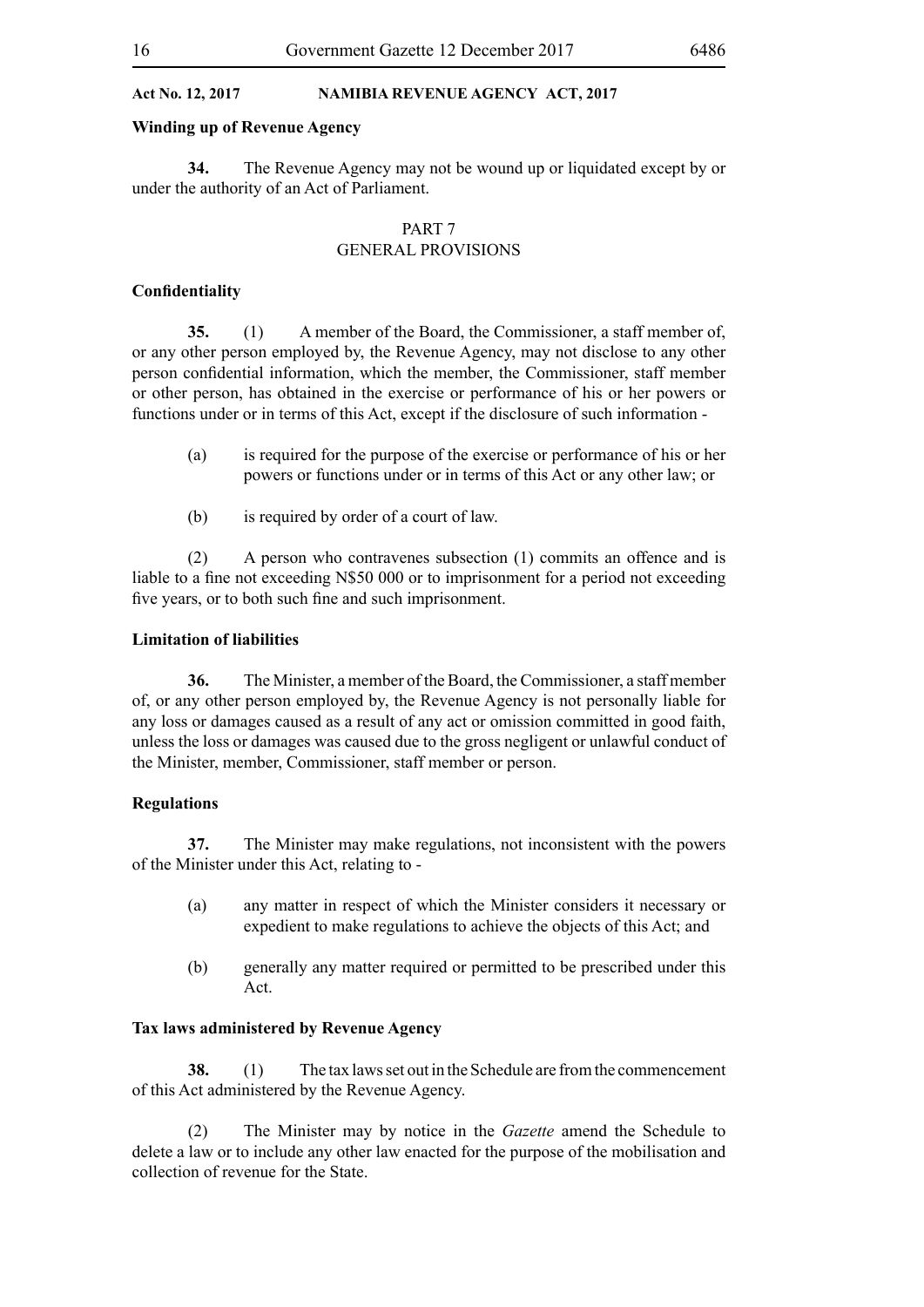**Winding up of Revenue Agency**

**34.** The Revenue Agency may not be wound up or liquidated except by or under the authority of an Act of Parliament.

## PART 7
## GENERAL PROVISIONS

**Confidentiality**

**35.** (1) A member of the Board, the Commissioner, a staff member of, or any other person employed by, the Revenue Agency, may not disclose to any other person confidential information, which the member, the Commissioner, staff member or other person, has obtained in the exercise or performance of his or her powers or functions under or in terms of this Act, except if the disclosure of such information -

(a) is required for the purpose of the exercise or performance of his or her powers or functions under or in terms of this Act or any other law; or

(b) is required by order of a court of law.

(2) A person who contravenes subsection (1) commits an offence and is liable to a fine not exceeding N$50 000 or to imprisonment for a period not exceeding five years, or to both such fine and such imprisonment.

**Limitation of liabilities**

**36.** The Minister, a member of the Board, the Commissioner, a staff member of, or any other person employed by, the Revenue Agency is not personally liable for any loss or damages caused as a result of any act or omission committed in good faith, unless the loss or damages was caused due to the gross negligent or unlawful conduct of the Minister, member, Commissioner, staff member or person.

**Regulations**

**37.** The Minister may make regulations, not inconsistent with the powers of the Minister under this Act, relating to -

(a) any matter in respect of which the Minister considers it necessary or expedient to make regulations to achieve the objects of this Act; and

(b) generally any matter required or permitted to be prescribed under this Act.

**Tax laws administered by Revenue Agency**

**38.** (1) The tax laws set out in the Schedule are from the commencement of this Act administered by the Revenue Agency.

(2) The Minister may by notice in the *Gazette* amend the Schedule to delete a law or to include any other law enacted for the purpose of the mobilisation and collection of revenue for the State.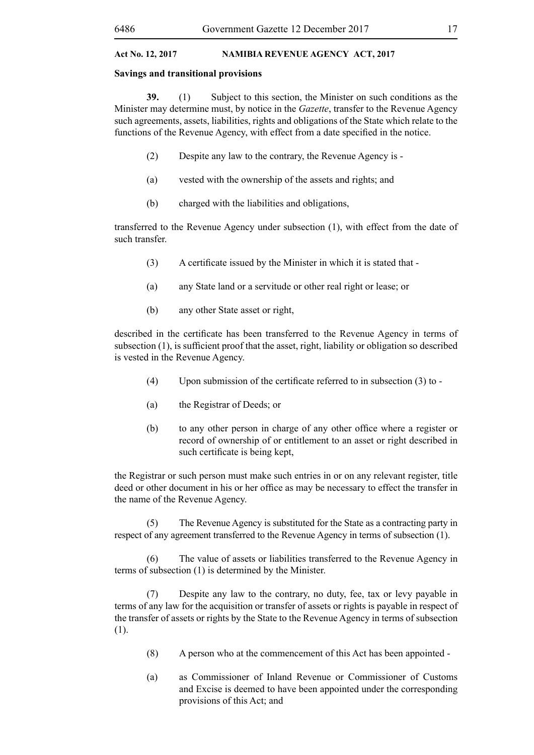**Savings and transitional provisions**

**39.** (1) Subject to this section, the Minister on such conditions as the Minister may determine must, by notice in the *Gazette*, transfer to the Revenue Agency such agreements, assets, liabilities, rights and obligations of the State which relate to the functions of the Revenue Agency, with effect from a date specified in the notice.

(2) Despite any law to the contrary, the Revenue Agency is -

(a) vested with the ownership of the assets and rights; and

(b) charged with the liabilities and obligations,

transferred to the Revenue Agency under subsection (1), with effect from the date of such transfer.

(3) A certificate issued by the Minister in which it is stated that -

(a) any State land or a servitude or other real right or lease; or

(b) any other State asset or right,

described in the certificate has been transferred to the Revenue Agency in terms of subsection (1), is sufficient proof that the asset, right, liability or obligation so described is vested in the Revenue Agency.

(4) Upon submission of the certificate referred to in subsection (3) to -

(a) the Registrar of Deeds; or

(b) to any other person in charge of any other office where a register or record of ownership of or entitlement to an asset or right described in such certificate is being kept,

the Registrar or such person must make such entries in or on any relevant register, title deed or other document in his or her office as may be necessary to effect the transfer in the name of the Revenue Agency.

(5) The Revenue Agency is substituted for the State as a contracting party in respect of any agreement transferred to the Revenue Agency in terms of subsection (1).

(6) The value of assets or liabilities transferred to the Revenue Agency in terms of subsection (1) is determined by the Minister.

(7) Despite any law to the contrary, no duty, fee, tax or levy payable in terms of any law for the acquisition or transfer of assets or rights is payable in respect of the transfer of assets or rights by the State to the Revenue Agency in terms of subsection (1).

(8) A person who at the commencement of this Act has been appointed -

(a) as Commissioner of Inland Revenue or Commissioner of Customs and Excise is deemed to have been appointed under the corresponding provisions of this Act; and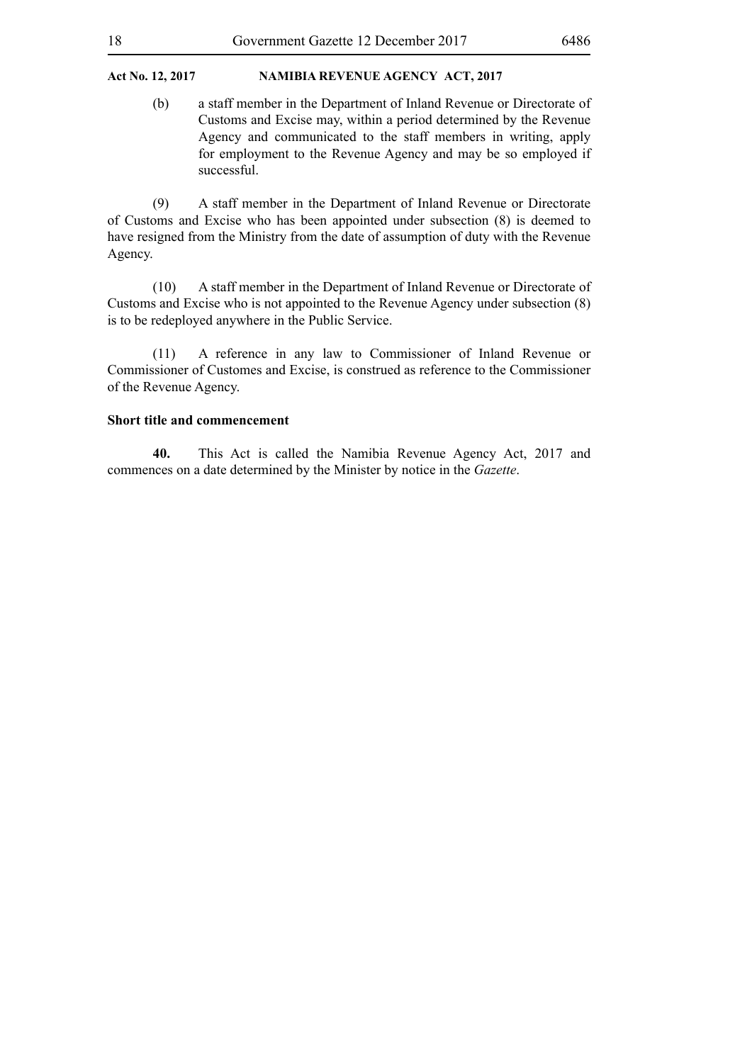(b) a staff member in the Department of Inland Revenue or Directorate of Customs and Excise may, within a period determined by the Revenue Agency and communicated to the staff members in writing, apply for employment to the Revenue Agency and may be so employed if successful.

(9) A staff member in the Department of Inland Revenue or Directorate of Customs and Excise who has been appointed under subsection (8) is deemed to have resigned from the Ministry from the date of assumption of duty with the Revenue Agency.

(10) A staff member in the Department of Inland Revenue or Directorate of Customs and Excise who is not appointed to the Revenue Agency under subsection (8) is to be redeployed anywhere in the Public Service.

(11) A reference in any law to Commissioner of Inland Revenue or Commissioner of Customes and Excise, is construed as reference to the Commissioner of the Revenue Agency.

**Short title and commencement**

**40.** This Act is called the Namibia Revenue Agency Act, 2017 and commences on a date determined by the Minister by notice in the *Gazette*.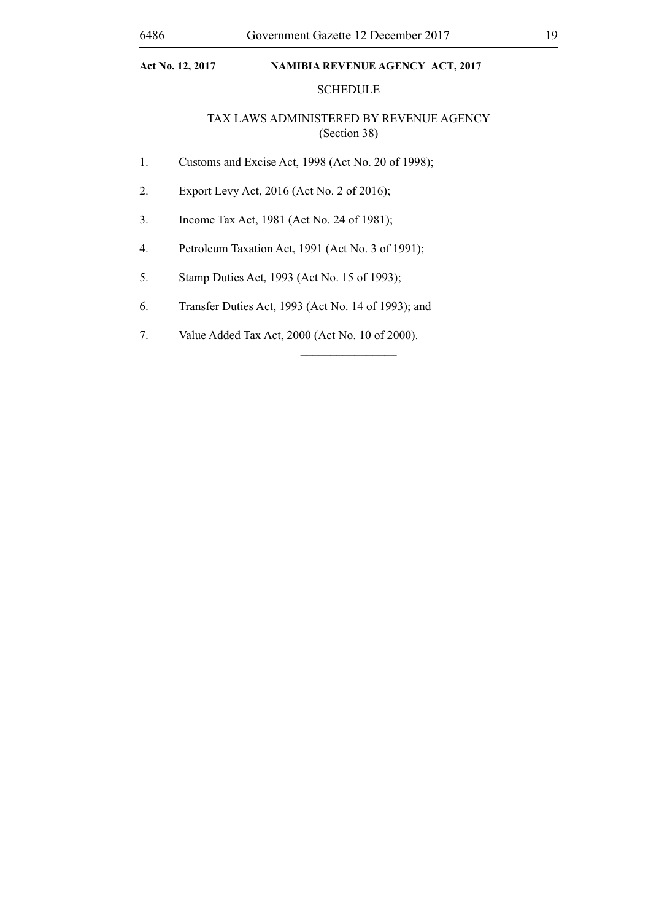## SCHEDULE

### TAX LAWS ADMINISTERED BY REVENUE AGENCY
(Section 38)

1. Customs and Excise Act, 1998 (Act No. 20 of 1998);
2. Export Levy Act, 2016 (Act No. 2 of 2016);
3. Income Tax Act, 1981 (Act No. 24 of 1981);
4. Petroleum Taxation Act, 1991 (Act No. 3 of 1991);
5. Stamp Duties Act, 1993 (Act No. 15 of 1993);
6. Transfer Duties Act, 1993 (Act No. 14 of 1993); and
7. Value Added Tax Act, 2000 (Act No. 10 of 2000).